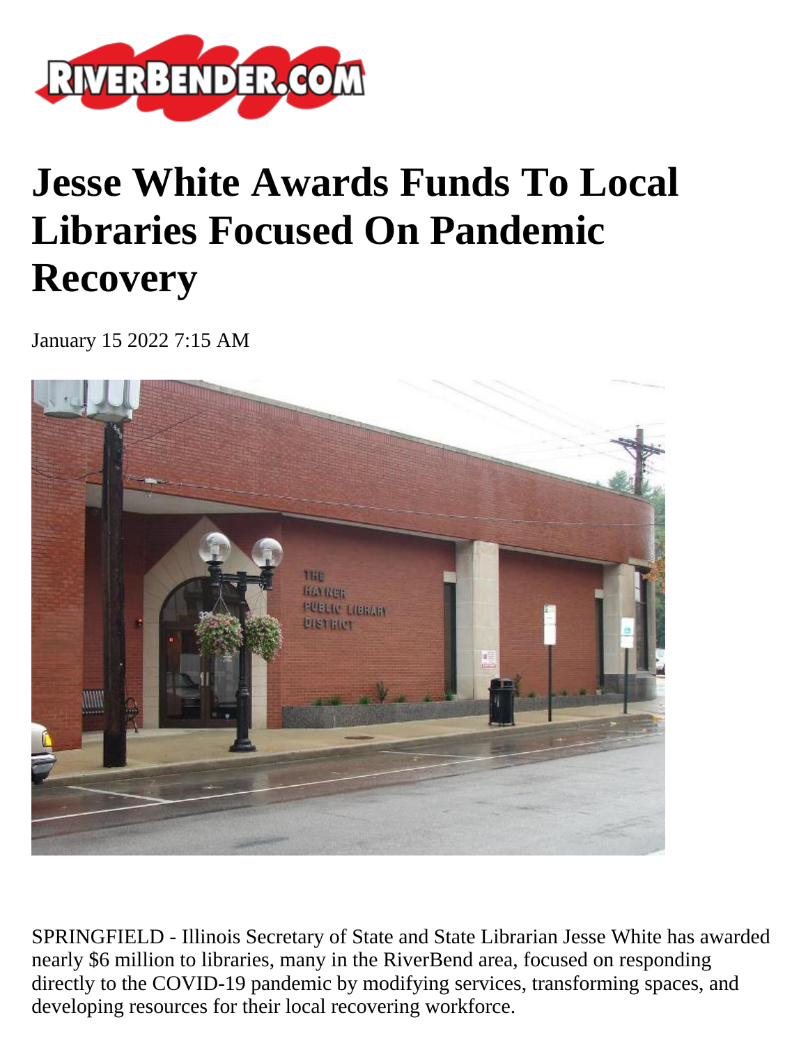# Jesse White Awards Funds To Local Libraries Focused On Pandemic Recovery

January 15 2022 7:15 AM

SPRINGFIELD - Illinois Secretary of State and State Librarian Jesse White has awarded nearly $6 million to libraries, many in the RiverBend area, focused on responding directly to the COVID-19 pandemic by modifying services, transforming spaces, and developing resources for their local recovering workforce.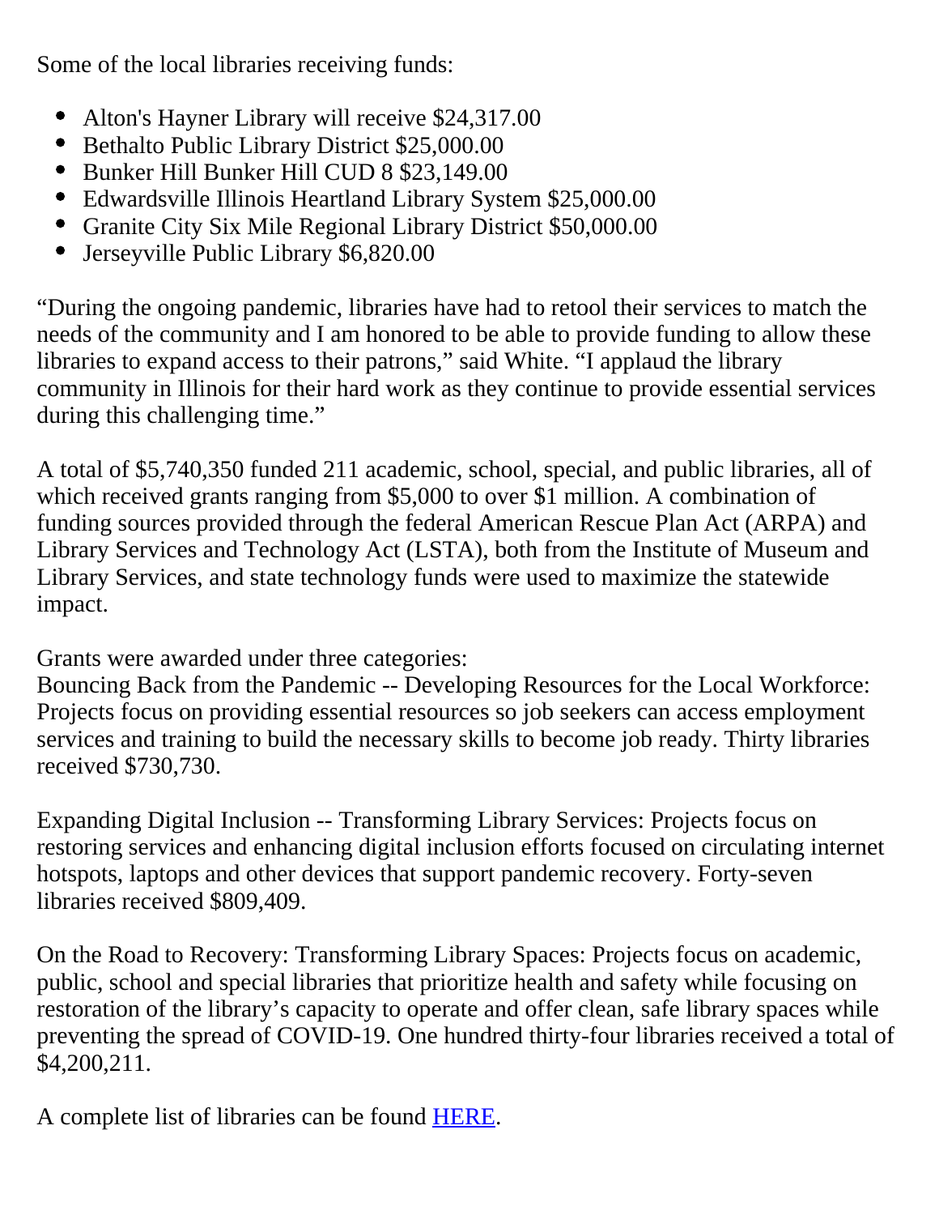Some of the local libraries receiving funds:

- Alton's Hayner Library will receive $24,317.00
- Bethalto Public Library District $25,000.00
- Bunker Hill Bunker Hill CUD 8 $23,149.00
- Edwardsville Illinois Heartland Library System $25,000.00
- Granite City Six Mile Regional Library District $50,000.00
- Jerseyville Public Library $6,820.00

"During the ongoing pandemic, libraries have had to retool their services to match the needs of the community and I am honored to be able to provide funding to allow these libraries to expand access to their patrons," said White. "I applaud the library community in Illinois for their hard work as they continue to provide essential services during this challenging time."

A total of $5,740,350 funded 211 academic, school, special, and public libraries, all of which received grants ranging from $5,000 to over $1 million. A combination of funding sources provided through the federal American Rescue Plan Act (ARPA) and Library Services and Technology Act (LSTA), both from the Institute of Museum and Library Services, and state technology funds were used to maximize the statewide impact.

Grants were awarded under three categories:
Bouncing Back from the Pandemic -- Developing Resources for the Local Workforce: Projects focus on providing essential resources so job seekers can access employment services and training to build the necessary skills to become job ready. Thirty libraries received $730,730.

Expanding Digital Inclusion -- Transforming Library Services: Projects focus on restoring services and enhancing digital inclusion efforts focused on circulating internet hotspots, laptops and other devices that support pandemic recovery. Forty-seven libraries received $809,409.

On the Road to Recovery: Transforming Library Spaces: Projects focus on academic, public, school and special libraries that prioritize health and safety while focusing on restoration of the library's capacity to operate and offer clean, safe library spaces while preventing the spread of COVID-19. One hundred thirty-four libraries received a total of $4,200,211.

A complete list of libraries can be found HERE.